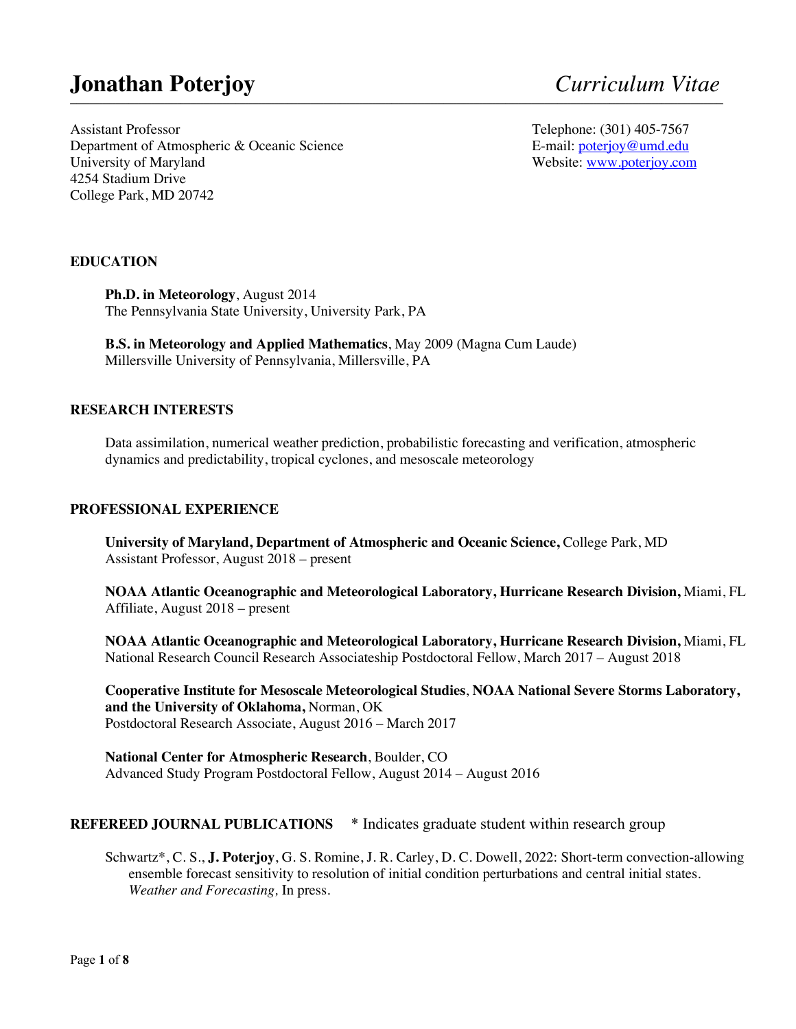# Jonathan Poterjoy *Curriculum Vitae*

Assistant Professor
Department of Atmospheric & Oceanic Science
University of Maryland
4254 Stadium Drive
College Park, MD 20742

Telephone: (301) 405-7567
E-mail: poterjoy@umd.edu
Website: www.poterjoy.com

## EDUCATION

**Ph.D. in Meteorology**, August 2014
The Pennsylvania State University, University Park, PA

**B.S. in Meteorology and Applied Mathematics**, May 2009 (Magna Cum Laude)
Millersville University of Pennsylvania, Millersville, PA

## RESEARCH INTERESTS

Data assimilation, numerical weather prediction, probabilistic forecasting and verification, atmospheric dynamics and predictability, tropical cyclones, and mesoscale meteorology

## PROFESSIONAL EXPERIENCE

**University of Maryland, Department of Atmospheric and Oceanic Science,** College Park, MD
Assistant Professor, August 2018 – present

**NOAA Atlantic Oceanographic and Meteorological Laboratory, Hurricane Research Division,** Miami, FL
Affiliate, August 2018 – present

**NOAA Atlantic Oceanographic and Meteorological Laboratory, Hurricane Research Division,** Miami, FL
National Research Council Research Associateship Postdoctoral Fellow, March 2017 – August 2018

**Cooperative Institute for Mesoscale Meteorological Studies**, **NOAA National Severe Storms Laboratory, and the University of Oklahoma,** Norman, OK
Postdoctoral Research Associate, August 2016 – March 2017

**National Center for Atmospheric Research**, Boulder, CO
Advanced Study Program Postdoctoral Fellow, August 2014 – August 2016

## REFEREED JOURNAL PUBLICATIONS * Indicates graduate student within research group

Schwartz*, C. S., **J. Poterjoy**, G. S. Romine, J. R. Carley, D. C. Dowell, 2022: Short-term convection-allowing ensemble forecast sensitivity to resolution of initial condition perturbations and central initial states. *Weather and Forecasting,* In press.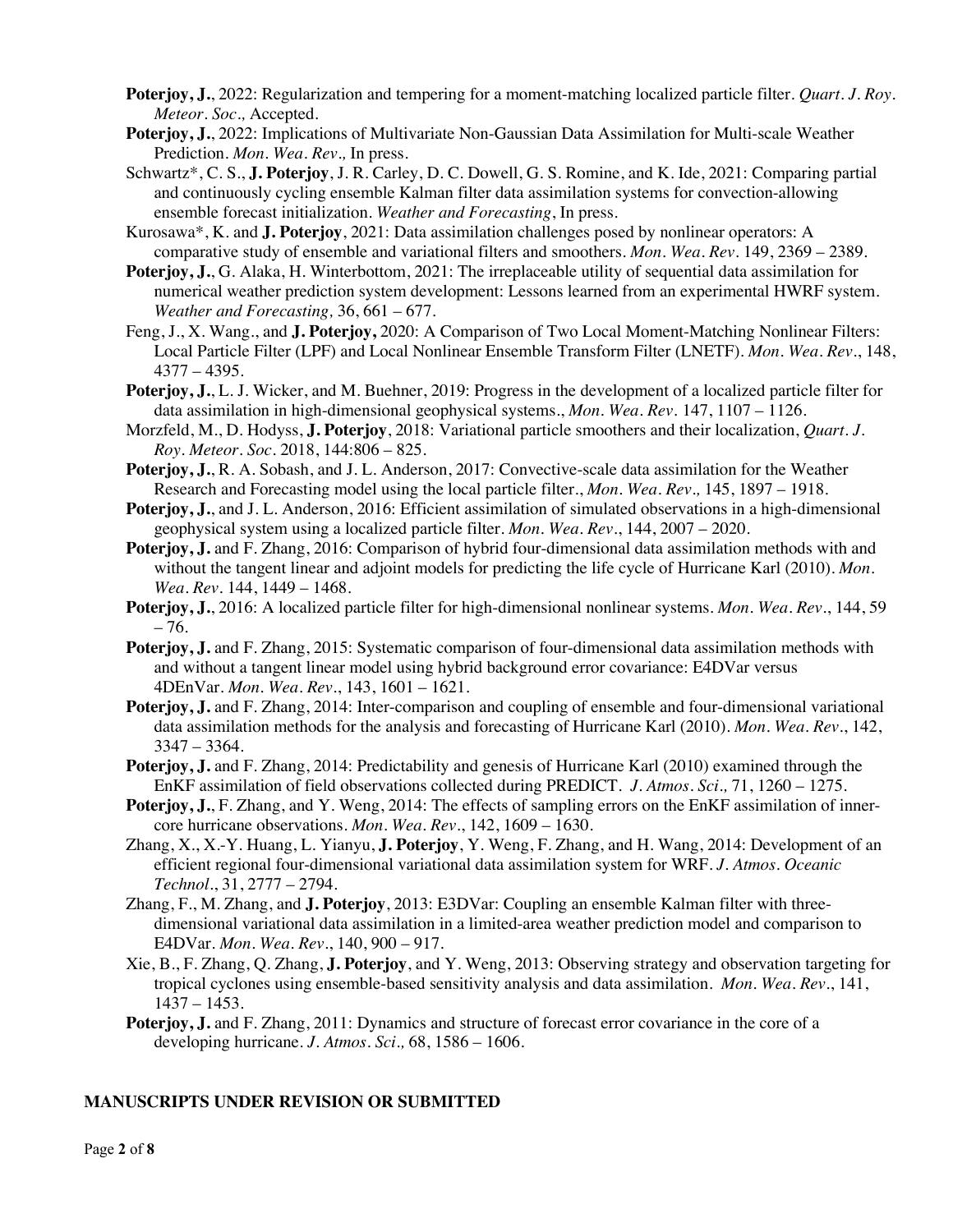**Poterjoy, J.**, 2022: Regularization and tempering for a moment-matching localized particle filter. *Quart. J. Roy. Meteor. Soc.,* Accepted.

**Poterjoy, J.**, 2022: Implications of Multivariate Non-Gaussian Data Assimilation for Multi-scale Weather Prediction. *Mon. Wea. Rev.,* In press.

Schwartz*, C. S., **J. Poterjoy**, J. R. Carley, D. C. Dowell, G. S. Romine, and K. Ide, 2021: Comparing partial and continuously cycling ensemble Kalman filter data assimilation systems for convection-allowing ensemble forecast initialization. *Weather and Forecasting*, In press.

Kurosawa*, K. and **J. Poterjoy**, 2021: Data assimilation challenges posed by nonlinear operators: A comparative study of ensemble and variational filters and smoothers. *Mon. Wea. Rev.* 149, 2369 – 2389.

**Poterjoy, J.**, G. Alaka, H. Winterbottom, 2021: The irreplaceable utility of sequential data assimilation for numerical weather prediction system development: Lessons learned from an experimental HWRF system. *Weather and Forecasting,* 36, 661 – 677.

Feng, J., X. Wang., and **J. Poterjoy,** 2020: A Comparison of Two Local Moment-Matching Nonlinear Filters: Local Particle Filter (LPF) and Local Nonlinear Ensemble Transform Filter (LNETF). *Mon. Wea. Rev.*, 148, 4377 – 4395.

**Poterjoy, J.**, L. J. Wicker, and M. Buehner, 2019: Progress in the development of a localized particle filter for data assimilation in high-dimensional geophysical systems., *Mon. Wea. Rev.* 147, 1107 – 1126.

Morzfeld, M., D. Hodyss, **J. Poterjoy**, 2018: Variational particle smoothers and their localization, *Quart. J. Roy. Meteor. Soc.* 2018, 144:806 – 825.

**Poterjoy, J.**, R. A. Sobash, and J. L. Anderson, 2017: Convective-scale data assimilation for the Weather Research and Forecasting model using the local particle filter., *Mon. Wea. Rev.,* 145, 1897 – 1918.

**Poterjoy, J.**, and J. L. Anderson, 2016: Efficient assimilation of simulated observations in a high-dimensional geophysical system using a localized particle filter. *Mon. Wea. Rev.*, 144, 2007 – 2020.

**Poterjoy, J.** and F. Zhang, 2016: Comparison of hybrid four-dimensional data assimilation methods with and without the tangent linear and adjoint models for predicting the life cycle of Hurricane Karl (2010). *Mon. Wea. Rev.* 144, 1449 – 1468.

**Poterjoy, J.**, 2016: A localized particle filter for high-dimensional nonlinear systems. *Mon. Wea. Rev.*, 144, 59 – 76.

**Poterjoy, J.** and F. Zhang, 2015: Systematic comparison of four-dimensional data assimilation methods with and without a tangent linear model using hybrid background error covariance: E4DVar versus 4DEnVar. *Mon. Wea. Rev.*, 143, 1601 – 1621.

**Poterjoy, J.** and F. Zhang, 2014: Inter-comparison and coupling of ensemble and four-dimensional variational data assimilation methods for the analysis and forecasting of Hurricane Karl (2010). *Mon. Wea. Rev.*, 142, 3347 – 3364.

**Poterjoy, J.** and F. Zhang, 2014: Predictability and genesis of Hurricane Karl (2010) examined through the EnKF assimilation of field observations collected during PREDICT. *J. Atmos. Sci.,* 71, 1260 – 1275.

**Poterjoy, J.**, F. Zhang, and Y. Weng, 2014: The effects of sampling errors on the EnKF assimilation of inner-core hurricane observations. *Mon. Wea. Rev.*, 142, 1609 – 1630.

Zhang, X., X.-Y. Huang, L. Yianyu, **J. Poterjoy**, Y. Weng, F. Zhang, and H. Wang, 2014: Development of an efficient regional four-dimensional variational data assimilation system for WRF. *J. Atmos. Oceanic Technol.*, 31, 2777 – 2794.

Zhang, F., M. Zhang, and **J. Poterjoy**, 2013: E3DVar: Coupling an ensemble Kalman filter with three-dimensional variational data assimilation in a limited-area weather prediction model and comparison to E4DVar. *Mon. Wea. Rev.*, 140, 900 – 917.

Xie, B., F. Zhang, Q. Zhang, **J. Poterjoy**, and Y. Weng, 2013: Observing strategy and observation targeting for tropical cyclones using ensemble-based sensitivity analysis and data assimilation. *Mon. Wea. Rev.*, 141, 1437 – 1453.

**Poterjoy, J.** and F. Zhang, 2011: Dynamics and structure of forecast error covariance in the core of a developing hurricane. *J. Atmos. Sci.,* 68, 1586 – 1606.

## MANUSCRIPTS UNDER REVISION OR SUBMITTED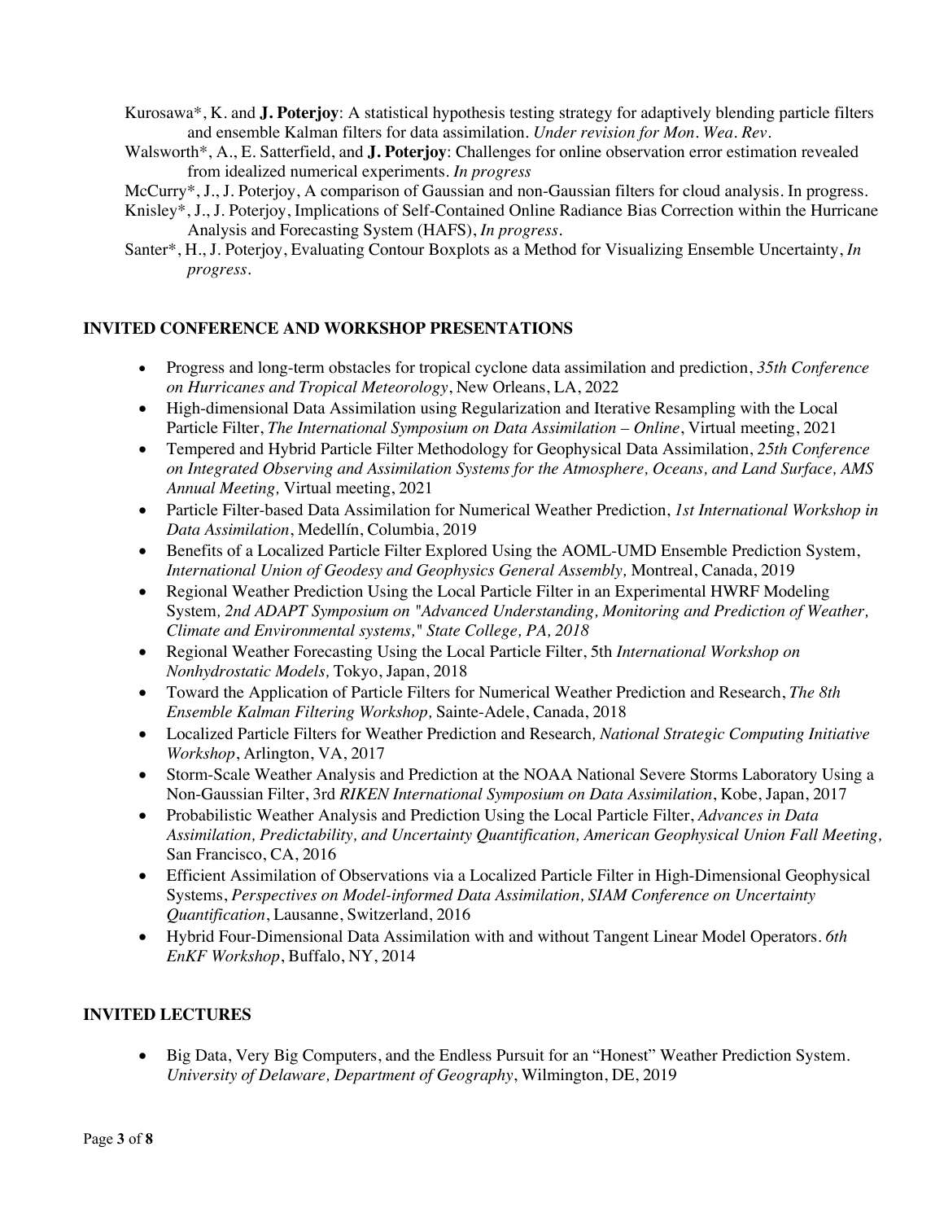Kurosawa*, K. and **J. Poterjoy**: A statistical hypothesis testing strategy for adaptively blending particle filters and ensemble Kalman filters for data assimilation. *Under revision for Mon. Wea. Rev.*

Walsworth*, A., E. Satterfield, and **J. Poterjoy**: Challenges for online observation error estimation revealed from idealized numerical experiments. *In progress*

McCurry*, J., J. Poterjoy, A comparison of Gaussian and non-Gaussian filters for cloud analysis. In progress.

Knisley*, J., J. Poterjoy, Implications of Self-Contained Online Radiance Bias Correction within the Hurricane Analysis and Forecasting System (HAFS), *In progress.*

Santer*, H., J. Poterjoy, Evaluating Contour Boxplots as a Method for Visualizing Ensemble Uncertainty, *In progress.*

## INVITED CONFERENCE AND WORKSHOP PRESENTATIONS

- Progress and long-term obstacles for tropical cyclone data assimilation and prediction, *35th Conference on Hurricanes and Tropical Meteorology*, New Orleans, LA, 2022
- High-dimensional Data Assimilation using Regularization and Iterative Resampling with the Local Particle Filter, *The International Symposium on Data Assimilation – Online*, Virtual meeting, 2021
- Tempered and Hybrid Particle Filter Methodology for Geophysical Data Assimilation, *25th Conference on Integrated Observing and Assimilation Systems for the Atmosphere, Oceans, and Land Surface, AMS Annual Meeting,* Virtual meeting, 2021
- Particle Filter-based Data Assimilation for Numerical Weather Prediction, *1st International Workshop in Data Assimilation*, Medellín, Columbia, 2019
- Benefits of a Localized Particle Filter Explored Using the AOML-UMD Ensemble Prediction System, *International Union of Geodesy and Geophysics General Assembly,* Montreal, Canada, 2019
- Regional Weather Prediction Using the Local Particle Filter in an Experimental HWRF Modeling System*, 2nd ADAPT Symposium on "Advanced Understanding, Monitoring and Prediction of Weather, Climate and Environmental systems," State College, PA, 2018*
- Regional Weather Forecasting Using the Local Particle Filter, 5th *International Workshop on Nonhydrostatic Models,* Tokyo, Japan, 2018
- Toward the Application of Particle Filters for Numerical Weather Prediction and Research, *The 8th Ensemble Kalman Filtering Workshop,* Sainte-Adele, Canada, 2018
- Localized Particle Filters for Weather Prediction and Research*, National Strategic Computing Initiative Workshop*, Arlington, VA, 2017
- Storm-Scale Weather Analysis and Prediction at the NOAA National Severe Storms Laboratory Using a Non-Gaussian Filter, 3rd *RIKEN International Symposium on Data Assimilation*, Kobe, Japan, 2017
- Probabilistic Weather Analysis and Prediction Using the Local Particle Filter, *Advances in Data Assimilation, Predictability, and Uncertainty Quantification, American Geophysical Union Fall Meeting,* San Francisco, CA, 2016
- Efficient Assimilation of Observations via a Localized Particle Filter in High-Dimensional Geophysical Systems, *Perspectives on Model-informed Data Assimilation, SIAM Conference on Uncertainty Quantification*, Lausanne, Switzerland, 2016
- Hybrid Four-Dimensional Data Assimilation with and without Tangent Linear Model Operators. *6th EnKF Workshop*, Buffalo, NY, 2014

## INVITED LECTURES

- Big Data, Very Big Computers, and the Endless Pursuit for an "Honest" Weather Prediction System. *University of Delaware, Department of Geography*, Wilmington, DE, 2019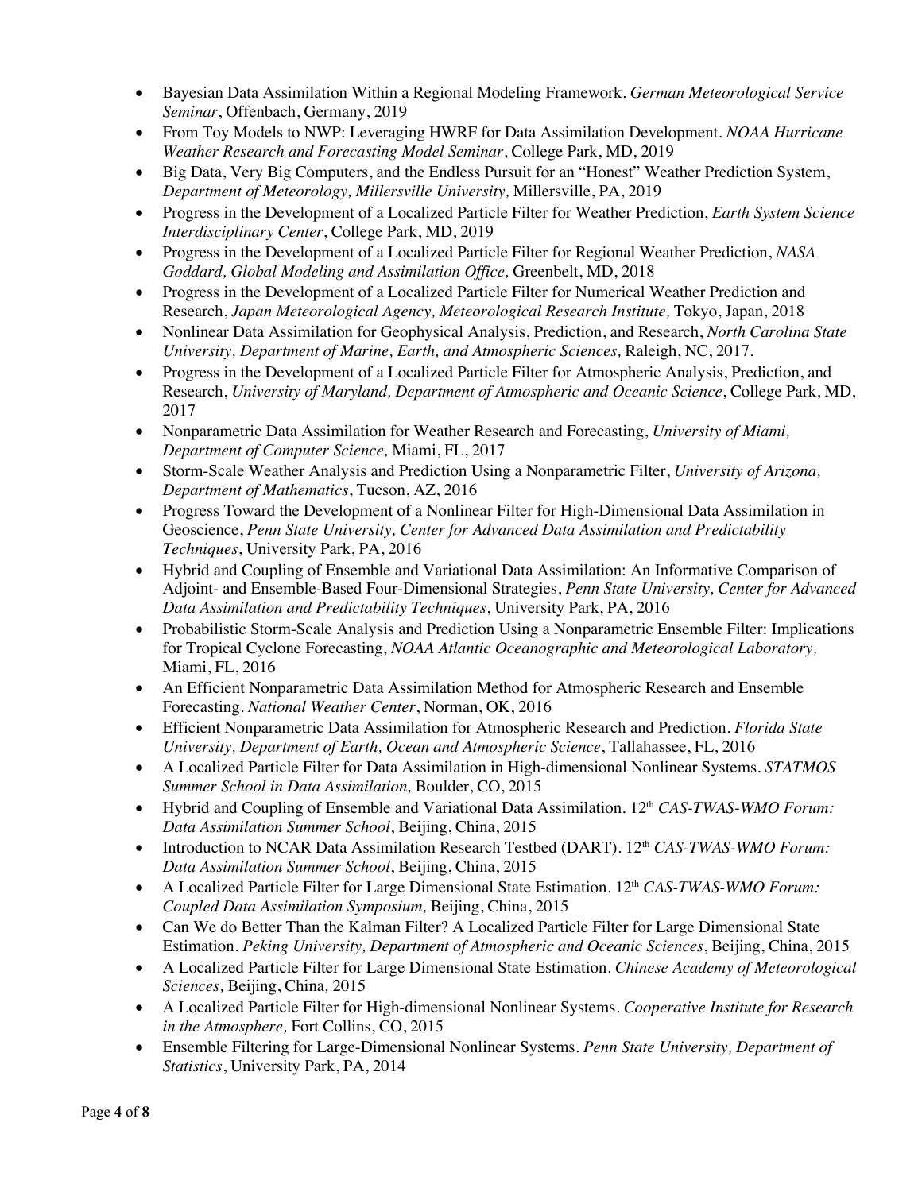- Bayesian Data Assimilation Within a Regional Modeling Framework. *German Meteorological Service Seminar*, Offenbach, Germany, 2019
- From Toy Models to NWP: Leveraging HWRF for Data Assimilation Development. *NOAA Hurricane Weather Research and Forecasting Model Seminar*, College Park, MD, 2019
- Big Data, Very Big Computers, and the Endless Pursuit for an "Honest" Weather Prediction System, *Department of Meteorology, Millersville University,* Millersville, PA, 2019
- Progress in the Development of a Localized Particle Filter for Weather Prediction, *Earth System Science Interdisciplinary Center*, College Park, MD, 2019
- Progress in the Development of a Localized Particle Filter for Regional Weather Prediction, *NASA Goddard, Global Modeling and Assimilation Office,* Greenbelt, MD, 2018
- Progress in the Development of a Localized Particle Filter for Numerical Weather Prediction and Research, *Japan Meteorological Agency, Meteorological Research Institute,* Tokyo, Japan, 2018
- Nonlinear Data Assimilation for Geophysical Analysis, Prediction, and Research, *North Carolina State University, Department of Marine, Earth, and Atmospheric Sciences,* Raleigh, NC, 2017.
- Progress in the Development of a Localized Particle Filter for Atmospheric Analysis, Prediction, and Research, *University of Maryland, Department of Atmospheric and Oceanic Science*, College Park, MD, 2017
- Nonparametric Data Assimilation for Weather Research and Forecasting, *University of Miami, Department of Computer Science,* Miami, FL, 2017
- Storm-Scale Weather Analysis and Prediction Using a Nonparametric Filter, *University of Arizona, Department of Mathematics*, Tucson, AZ, 2016
- Progress Toward the Development of a Nonlinear Filter for High-Dimensional Data Assimilation in Geoscience, *Penn State University, Center for Advanced Data Assimilation and Predictability Techniques*, University Park, PA, 2016
- Hybrid and Coupling of Ensemble and Variational Data Assimilation: An Informative Comparison of Adjoint- and Ensemble-Based Four-Dimensional Strategies, *Penn State University, Center for Advanced Data Assimilation and Predictability Techniques*, University Park, PA, 2016
- Probabilistic Storm-Scale Analysis and Prediction Using a Nonparametric Ensemble Filter: Implications for Tropical Cyclone Forecasting, *NOAA Atlantic Oceanographic and Meteorological Laboratory,* Miami, FL, 2016
- An Efficient Nonparametric Data Assimilation Method for Atmospheric Research and Ensemble Forecasting. *National Weather Center*, Norman, OK, 2016
- Efficient Nonparametric Data Assimilation for Atmospheric Research and Prediction. *Florida State University, Department of Earth, Ocean and Atmospheric Science*, Tallahassee, FL, 2016
- A Localized Particle Filter for Data Assimilation in High-dimensional Nonlinear Systems. *STATMOS Summer School in Data Assimilation,* Boulder, CO, 2015
- Hybrid and Coupling of Ensemble and Variational Data Assimilation. 12th *CAS-TWAS-WMO Forum: Data Assimilation Summer School*, Beijing, China, 2015
- Introduction to NCAR Data Assimilation Research Testbed (DART). 12th *CAS-TWAS-WMO Forum: Data Assimilation Summer School*, Beijing, China, 2015
- A Localized Particle Filter for Large Dimensional State Estimation. 12th *CAS-TWAS-WMO Forum: Coupled Data Assimilation Symposium,* Beijing, China, 2015
- Can We do Better Than the Kalman Filter? A Localized Particle Filter for Large Dimensional State Estimation. *Peking University, Department of Atmospheric and Oceanic Sciences*, Beijing, China, 2015
- A Localized Particle Filter for Large Dimensional State Estimation. *Chinese Academy of Meteorological Sciences,* Beijing, China, 2015
- A Localized Particle Filter for High-dimensional Nonlinear Systems. *Cooperative Institute for Research in the Atmosphere,* Fort Collins, CO, 2015
- Ensemble Filtering for Large-Dimensional Nonlinear Systems. *Penn State University, Department of Statistics*, University Park, PA, 2014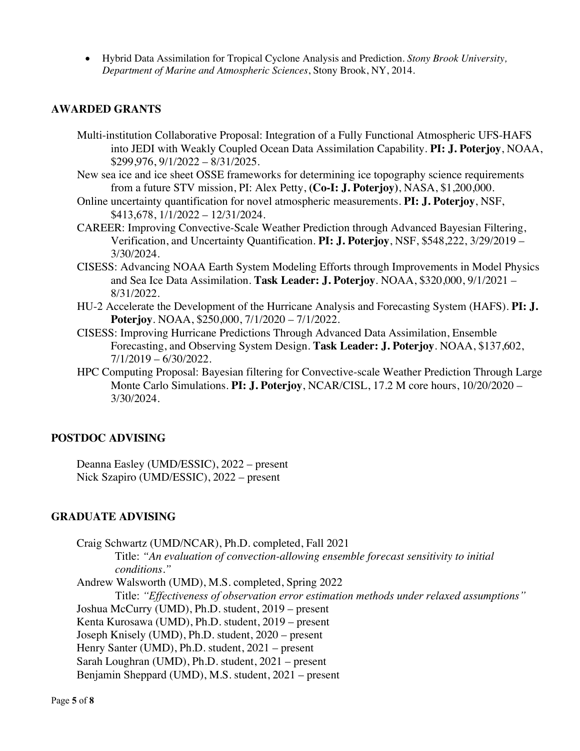- Hybrid Data Assimilation for Tropical Cyclone Analysis and Prediction. *Stony Brook University, Department of Marine and Atmospheric Sciences*, Stony Brook, NY, 2014.

## AWARDED GRANTS

Multi-institution Collaborative Proposal: Integration of a Fully Functional Atmospheric UFS-HAFS into JEDI with Weakly Coupled Ocean Data Assimilation Capability. **PI: J. Poterjoy**, NOAA, $299,976, 9/1/2022 – 8/31/2025.

New sea ice and ice sheet OSSE frameworks for determining ice topography science requirements from a future STV mission, PI: Alex Petty, **(Co-I: J. Poterjoy)**, NASA, $1,200,000.

Online uncertainty quantification for novel atmospheric measurements. **PI: J. Poterjoy**, NSF, $413,678, 1/1/2022 – 12/31/2024.

CAREER: Improving Convective-Scale Weather Prediction through Advanced Bayesian Filtering, Verification, and Uncertainty Quantification. **PI: J. Poterjoy**, NSF, $548,222, 3/29/2019 – 3/30/2024.

CISESS: Advancing NOAA Earth System Modeling Efforts through Improvements in Model Physics and Sea Ice Data Assimilation. **Task Leader: J. Poterjoy**. NOAA, $320,000, 9/1/2021 – 8/31/2022.

HU-2 Accelerate the Development of the Hurricane Analysis and Forecasting System (HAFS). **PI: J. Poterjoy**. NOAA, $250,000, 7/1/2020 – 7/1/2022.

CISESS: Improving Hurricane Predictions Through Advanced Data Assimilation, Ensemble Forecasting, and Observing System Design. **Task Leader: J. Poterjoy**. NOAA, $137,602, 7/1/2019 – 6/30/2022.

HPC Computing Proposal: Bayesian filtering for Convective-scale Weather Prediction Through Large Monte Carlo Simulations. **PI: J. Poterjoy**, NCAR/CISL, 17.2 M core hours, 10/20/2020 – 3/30/2024.

## POSTDOC ADVISING

Deanna Easley (UMD/ESSIC), 2022 – present  
Nick Szapiro (UMD/ESSIC), 2022 – present

## GRADUATE ADVISING

Craig Schwartz (UMD/NCAR), Ph.D. completed, Fall 2021  
Title: *"An evaluation of convection-allowing ensemble forecast sensitivity to initial conditions."*  
Andrew Walsworth (UMD), M.S. completed, Spring 2022  
Title: *"Effectiveness of observation error estimation methods under relaxed assumptions"*  
Joshua McCurry (UMD), Ph.D. student, 2019 – present  
Kenta Kurosawa (UMD), Ph.D. student, 2019 – present  
Joseph Knisely (UMD), Ph.D. student, 2020 – present  
Henry Santer (UMD), Ph.D. student, 2021 – present  
Sarah Loughran (UMD), Ph.D. student, 2021 – present  
Benjamin Sheppard (UMD), M.S. student, 2021 – present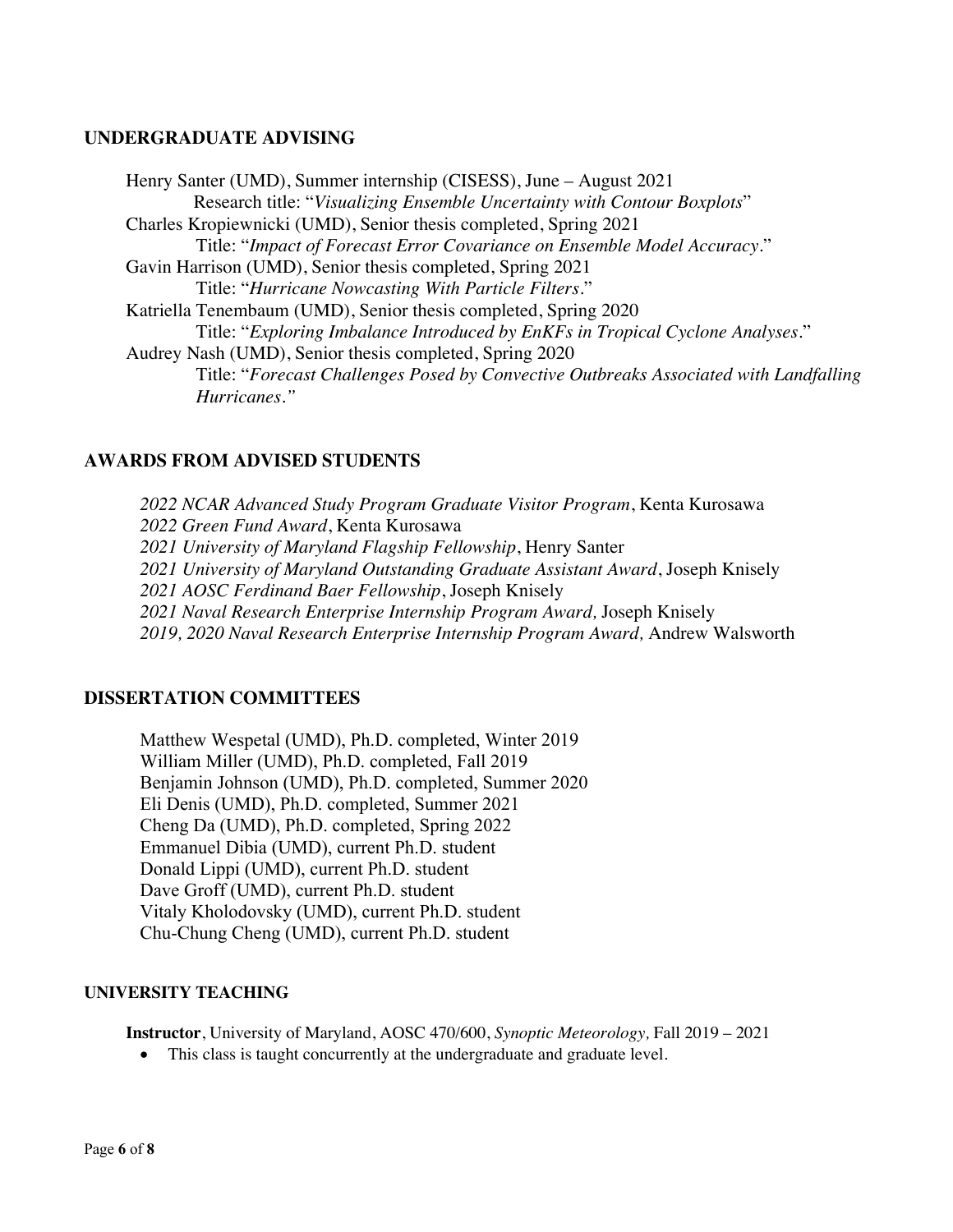## UNDERGRADUATE ADVISING

Henry Santer (UMD), Summer internship (CISESS), June – August 2021
  Research title: "*Visualizing Ensemble Uncertainty with Contour Boxplots*"
Charles Kropiewnicki (UMD), Senior thesis completed, Spring 2021
  Title: "*Impact of Forecast Error Covariance on Ensemble Model Accuracy*."
Gavin Harrison (UMD), Senior thesis completed, Spring 2021
  Title: "*Hurricane Nowcasting With Particle Filters*."
Katriella Tenembaum (UMD), Senior thesis completed, Spring 2020
  Title: "*Exploring Imbalance Introduced by EnKFs in Tropical Cyclone Analyses*."
Audrey Nash (UMD), Senior thesis completed, Spring 2020
  Title: "*Forecast Challenges Posed by Convective Outbreaks Associated with Landfalling Hurricanes*."

## AWARDS FROM ADVISED STUDENTS

*2022 NCAR Advanced Study Program Graduate Visitor Program*, Kenta Kurosawa
*2022 Green Fund Award*, Kenta Kurosawa
*2021 University of Maryland Flagship Fellowship*, Henry Santer
*2021 University of Maryland Outstanding Graduate Assistant Award*, Joseph Knisely
*2021 AOSC Ferdinand Baer Fellowship*, Joseph Knisely
*2021 Naval Research Enterprise Internship Program Award,* Joseph Knisely
*2019, 2020 Naval Research Enterprise Internship Program Award,* Andrew Walsworth

## DISSERTATION COMMITTEES

Matthew Wespetal (UMD), Ph.D. completed, Winter 2019
William Miller (UMD), Ph.D. completed, Fall 2019
Benjamin Johnson (UMD), Ph.D. completed, Summer 2020
Eli Denis (UMD), Ph.D. completed, Summer 2021
Cheng Da (UMD), Ph.D. completed, Spring 2022
Emmanuel Dibia (UMD), current Ph.D. student
Donald Lippi (UMD), current Ph.D. student
Dave Groff (UMD), current Ph.D. student
Vitaly Kholodovsky (UMD), current Ph.D. student
Chu-Chung Cheng (UMD), current Ph.D. student

## UNIVERSITY TEACHING

**Instructor**, University of Maryland, AOSC 470/600, *Synoptic Meteorology,* Fall 2019 – 2021

- This class is taught concurrently at the undergraduate and graduate level.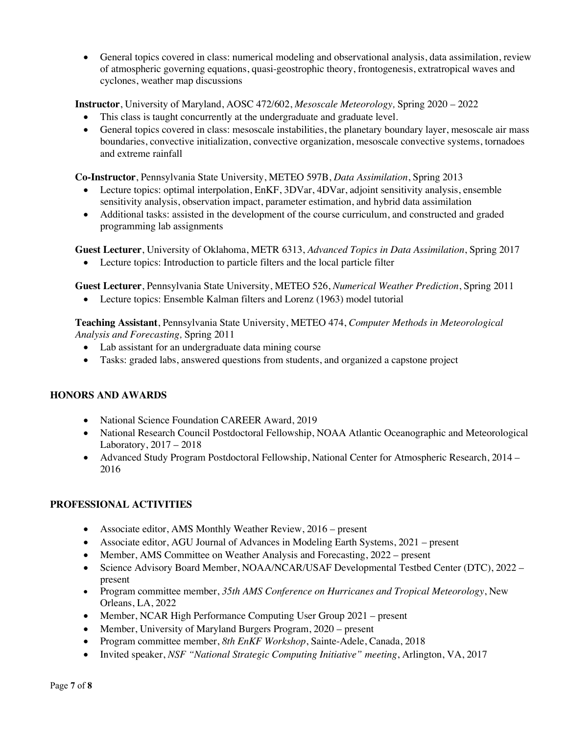- General topics covered in class: numerical modeling and observational analysis, data assimilation, review of atmospheric governing equations, quasi-geostrophic theory, frontogenesis, extratropical waves and cyclones, weather map discussions

**Instructor**, University of Maryland, AOSC 472/602, *Mesoscale Meteorology,* Spring 2020 – 2022

- This class is taught concurrently at the undergraduate and graduate level.
- General topics covered in class: mesoscale instabilities, the planetary boundary layer, mesoscale air mass boundaries, convective initialization, convective organization, mesoscale convective systems, tornadoes and extreme rainfall

**Co-Instructor**, Pennsylvania State University, METEO 597B, *Data Assimilation*, Spring 2013

- Lecture topics: optimal interpolation, EnKF, 3DVar, 4DVar, adjoint sensitivity analysis, ensemble sensitivity analysis, observation impact, parameter estimation, and hybrid data assimilation
- Additional tasks: assisted in the development of the course curriculum, and constructed and graded programming lab assignments

**Guest Lecturer**, University of Oklahoma, METR 6313, *Advanced Topics in Data Assimilation*, Spring 2017

- Lecture topics: Introduction to particle filters and the local particle filter

**Guest Lecturer**, Pennsylvania State University, METEO 526, *Numerical Weather Prediction*, Spring 2011

- Lecture topics: Ensemble Kalman filters and Lorenz (1963) model tutorial

**Teaching Assistant**, Pennsylvania State University, METEO 474, *Computer Methods in Meteorological Analysis and Forecasting,* Spring 2011

- Lab assistant for an undergraduate data mining course
- Tasks: graded labs, answered questions from students, and organized a capstone project

## HONORS AND AWARDS

- National Science Foundation CAREER Award, 2019
- National Research Council Postdoctoral Fellowship, NOAA Atlantic Oceanographic and Meteorological Laboratory, 2017 – 2018
- Advanced Study Program Postdoctoral Fellowship, National Center for Atmospheric Research, 2014 – 2016

## PROFESSIONAL ACTIVITIES

- Associate editor, AMS Monthly Weather Review, 2016 – present
- Associate editor, AGU Journal of Advances in Modeling Earth Systems, 2021 – present
- Member, AMS Committee on Weather Analysis and Forecasting, 2022 – present
- Science Advisory Board Member, NOAA/NCAR/USAF Developmental Testbed Center (DTC), 2022 – present
- Program committee member, *35th AMS Conference on Hurricanes and Tropical Meteorology*, New Orleans, LA, 2022
- Member, NCAR High Performance Computing User Group 2021 – present
- Member, University of Maryland Burgers Program, 2020 – present
- Program committee member, *8th EnKF Workshop*, Sainte-Adele, Canada, 2018
- Invited speaker, *NSF "National Strategic Computing Initiative" meeting*, Arlington, VA, 2017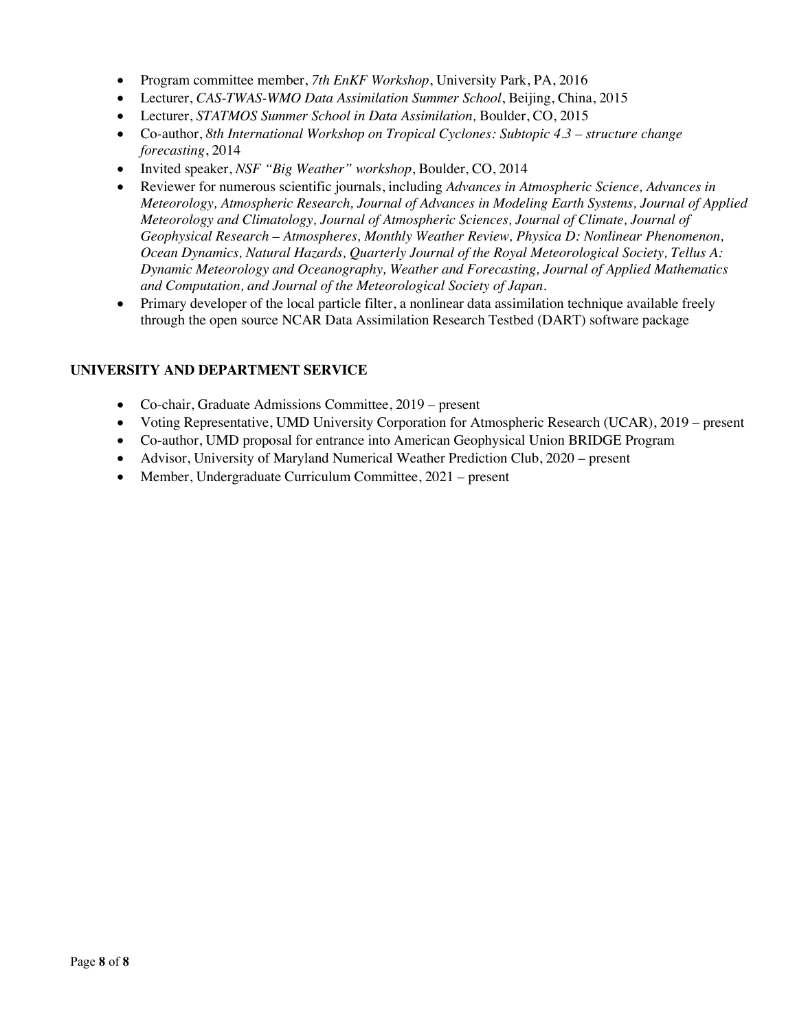- Program committee member, *7th EnKF Workshop*, University Park, PA, 2016
- Lecturer, *CAS-TWAS-WMO Data Assimilation Summer School*, Beijing, China, 2015
- Lecturer, *STATMOS Summer School in Data Assimilation,* Boulder, CO, 2015
- Co-author, *8th International Workshop on Tropical Cyclones: Subtopic 4.3 – structure change forecasting*, 2014
- Invited speaker, *NSF "Big Weather" workshop*, Boulder, CO, 2014
- Reviewer for numerous scientific journals, including *Advances in Atmospheric Science, Advances in Meteorology, Atmospheric Research, Journal of Advances in Modeling Earth Systems, Journal of Applied Meteorology and Climatology, Journal of Atmospheric Sciences, Journal of Climate, Journal of Geophysical Research – Atmospheres, Monthly Weather Review, Physica D: Nonlinear Phenomenon, Ocean Dynamics, Natural Hazards, Quarterly Journal of the Royal Meteorological Society, Tellus A: Dynamic Meteorology and Oceanography, Weather and Forecasting, Journal of Applied Mathematics and Computation, and Journal of the Meteorological Society of Japan.*
- Primary developer of the local particle filter, a nonlinear data assimilation technique available freely through the open source NCAR Data Assimilation Research Testbed (DART) software package

## UNIVERSITY AND DEPARTMENT SERVICE

- Co-chair, Graduate Admissions Committee, 2019 – present
- Voting Representative, UMD University Corporation for Atmospheric Research (UCAR), 2019 – present
- Co-author, UMD proposal for entrance into American Geophysical Union BRIDGE Program
- Advisor, University of Maryland Numerical Weather Prediction Club, 2020 – present
- Member, Undergraduate Curriculum Committee, 2021 – present